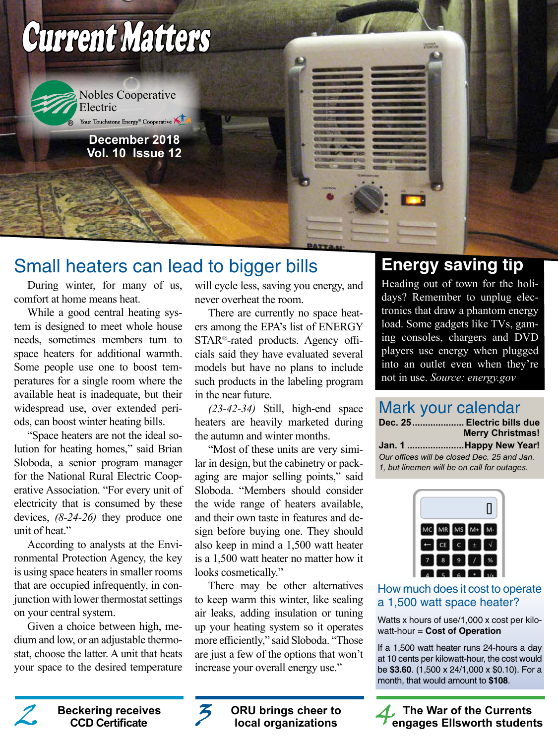# Current Matters

Nobles Cooperative Electric

Your Touchstone Energy® Cooperative

December 2018
Vol. 10 Issue 12

## Small heaters can lead to bigger bills

During winter, for many of us, comfort at home means heat.

While a good central heating system is designed to meet whole house needs, sometimes members turn to space heaters for additional warmth. Some people use one to boost temperatures for a single room where the available heat is inadequate, but their widespread use, over extended periods, can boost winter heating bills.

"Space heaters are not the ideal solution for heating homes," said Brian Sloboda, a senior program manager for the National Rural Electric Cooperative Association. "For every unit of electricity that is consumed by these devices, *(8-24-26)* they produce one unit of heat."

According to analysts at the Environmental Protection Agency, the key is using space heaters in smaller rooms that are occupied infrequently, in conjunction with lower thermostat settings on your central system.

Given a choice between high, medium and low, or an adjustable thermostat, choose the latter. A unit that heats your space to the desired temperature will cycle less, saving you energy, and never overheat the room.

There are currently no space heaters among the EPA's list of ENERGY STAR®-rated products. Agency officials said they have evaluated several models but have no plans to include such products in the labeling program in the near future.

*(23-42-34)* Still, high-end space heaters are heavily marketed during the autumn and winter months.

"Most of these units are very similar in design, but the cabinetry or packaging are major selling points," said Sloboda. "Members should consider the wide range of heaters available, and their own taste in features and design before buying one. They should also keep in mind a 1,500 watt heater is a 1,500 watt heater no matter how it looks cosmetically."

There may be other alternatives to keep warm this winter, like sealing air leaks, adding insulation or tuning up your heating system so it operates more efficiently," said Sloboda. "Those are just a few of the options that won't increase your overall energy use."

## Energy saving tip

Heading out of town for the holidays? Remember to unplug electronics that draw a phantom energy load. Some gadgets like TVs, gaming consoles, chargers and DVD players use energy when plugged into an outlet even when they're not in use. *Source: energy.gov*

## Mark your calendar

**Dec. 25** .................... **Electric bills due**
**Merry Christmas!**

**Jan. 1** ...................... **Happy New Year!**

*Our offices will be closed Dec. 25 and Jan. 1, but linemen will be on call for outages.*

### How much does it cost to operate a 1,500 watt space heater?

Watts x hours of use/1,000 x cost per kilowatt-hour = **Cost of Operation**

If a 1,500 watt heater runs 24-hours a day at 10 cents per kilowatt-hour, the cost would be **$3.60**. (1,500 x 24/1,000 x $0.10). For a month, that would amount to **$108**.

---

**2** Beckering receives CCD Certificate

**3** ORU brings cheer to local organizations

**4** The War of the Currents engages Ellsworth students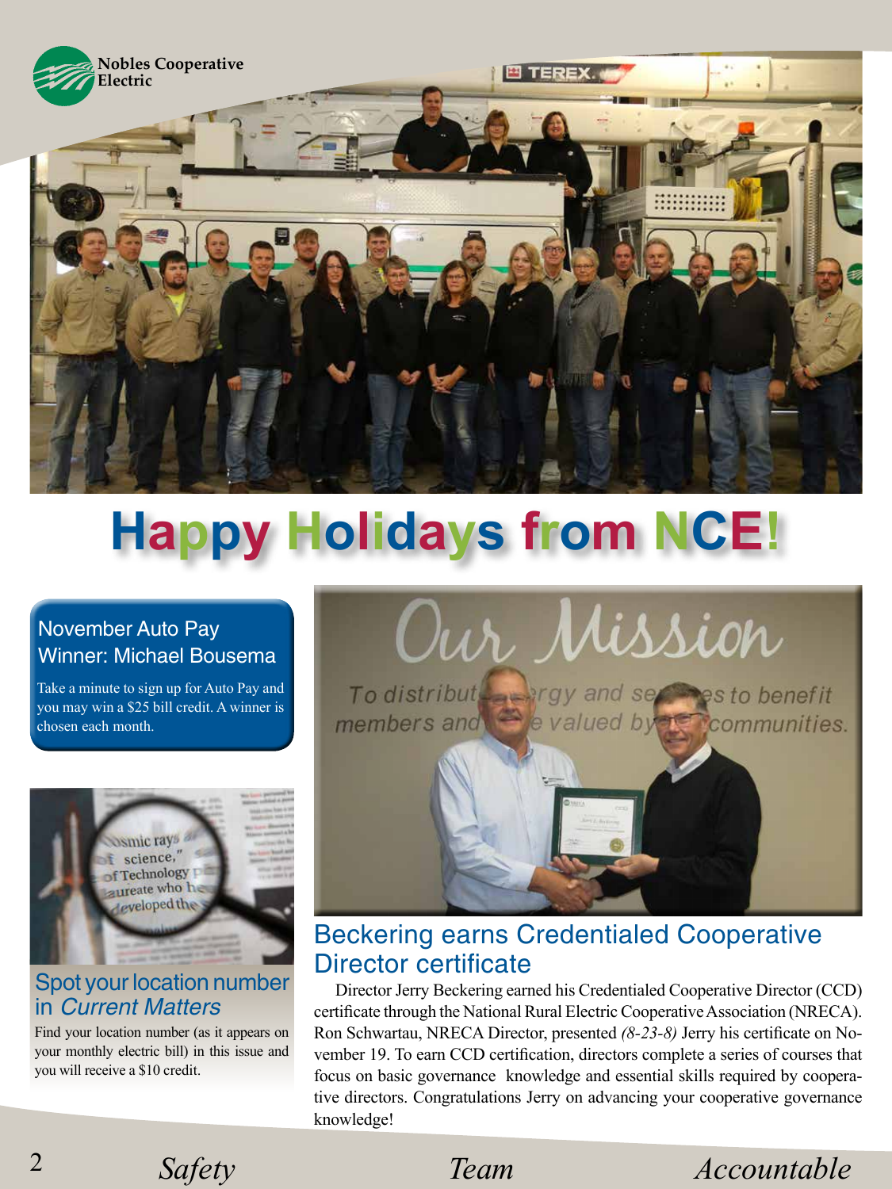# Happy Holidays from NCE!

## November Auto Pay Winner: Michael Bousema

Take a minute to sign up for Auto Pay and you may win a $25 bill credit. A winner is chosen each month.

## Spot your location number in *Current Matters*

Find your location number (as it appears on your monthly electric bill) in this issue and you will receive a $10 credit.

## Beckering earns Credentialed Cooperative Director certificate

Director Jerry Beckering earned his Credentialed Cooperative Director (CCD) certificate through the National Rural Electric Cooperative Association (NRECA). Ron Schwartau, NRECA Director, presented *(8-23-8)* Jerry his certificate on November 19. To earn CCD certification, directors complete a series of courses that focus on basic governance knowledge and essential skills required by cooperative directors. Congratulations Jerry on advancing your cooperative governance knowledge!

*Safety* *Team* *Accountable*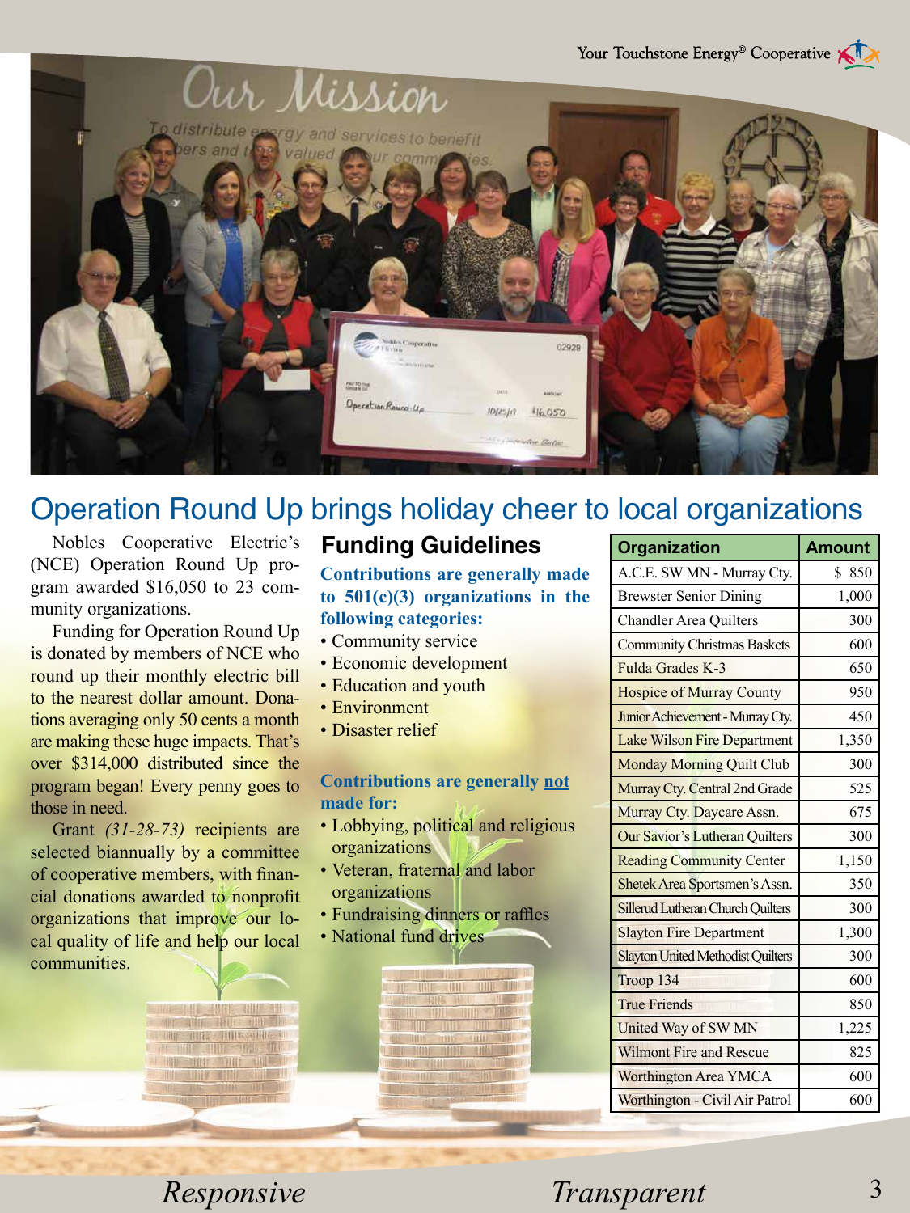# Operation Round Up brings holiday cheer to local organizations

Nobles Cooperative Electric's (NCE) Operation Round Up program awarded $16,050 to 23 community organizations.

Funding for Operation Round Up is donated by members of NCE who round up their monthly electric bill to the nearest dollar amount. Donations averaging only 50 cents a month are making these huge impacts. That's over $314,000 distributed since the program began! Every penny goes to those in need.

Grant *(31-28-73)* recipients are selected biannually by a committee of cooperative members, with financial donations awarded to nonprofit organizations that improve our local quality of life and help our local communities.

## Funding Guidelines

**Contributions are generally made to 501(c)(3) organizations in the following categories:**

- Community service
- Economic development
- Education and youth
- Environment
- Disaster relief

**Contributions are generally not made for:**

- Lobbying, political and religious organizations
- Veteran, fraternal and labor organizations
- Fundraising dinners or raffles
- National fund drives

| Organization | Amount |
|---|---|
| A.C.E. SW MN - Murray Cty. | $ 850 |
| Brewster Senior Dining | 1,000 |
| Chandler Area Quilters | 300 |
| Community Christmas Baskets | 600 |
| Fulda Grades K-3 | 650 |
| Hospice of Murray County | 950 |
| Junior Achievement - Murray Cty. | 450 |
| Lake Wilson Fire Department | 1,350 |
| Monday Morning Quilt Club | 300 |
| Murray Cty. Central 2nd Grade | 525 |
| Murray Cty. Daycare Assn. | 675 |
| Our Savior's Lutheran Quilters | 300 |
| Reading Community Center | 1,150 |
| Shetek Area Sportsmen's Assn. | 350 |
| Sillerud Lutheran Church Quilters | 300 |
| Slayton Fire Department | 1,300 |
| Slayton United Methodist Quilters | 300 |
| Troop 134 | 600 |
| True Friends | 850 |
| United Way of SW MN | 1,225 |
| Wilmont Fire and Rescue | 825 |
| Worthington Area YMCA | 600 |
| Worthington - Civil Air Patrol | 600 |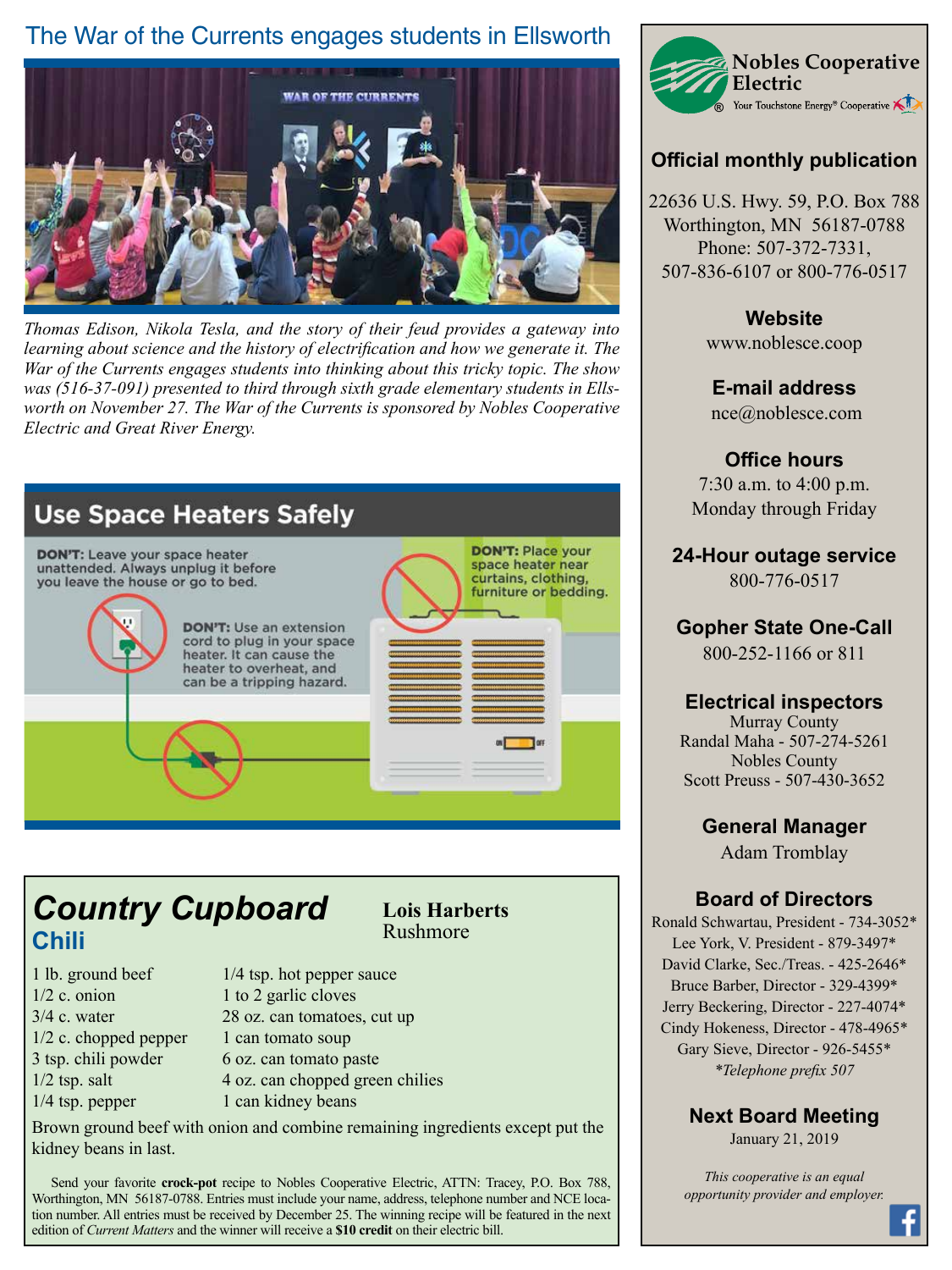## The War of the Currents engages students in Ellsworth

*Thomas Edison, Nikola Tesla, and the story of their feud provides a gateway into learning about science and the history of electrification and how we generate it. The War of the Currents engages students into thinking about this tricky topic. The show was (516-37-091) presented to third through sixth grade elementary students in Ellsworth on November 27. The War of the Currents is sponsored by Nobles Cooperative Electric and Great River Energy.*

## Use Space Heaters Safely

**DON'T:** Leave your space heater unattended. Always unplug it before you leave the house or go to bed.

**DON'T:** Use an extension cord to plug in your space heater. It can cause the heater to overheat, and can be a tripping hazard.

**DON'T:** Place your space heater near curtains, clothing, furniture or bedding.

## *Country Cupboard*

### Chili

**Lois Harberts**
Rushmore

- 1 lb. ground beef
- 1/2 c. onion
- 3/4 c. water
- 1/2 c. chopped pepper
- 3 tsp. chili powder
- 1/2 tsp. salt
- 1/4 tsp. pepper
- 1/4 tsp. hot pepper sauce
- 1 to 2 garlic cloves
- 28 oz. can tomatoes, cut up
- 1 can tomato soup
- 6 oz. can tomato paste
- 4 oz. can chopped green chilies
- 1 can kidney beans

Brown ground beef with onion and combine remaining ingredients except put the kidney beans in last.

Send your favorite **crock-pot** recipe to Nobles Cooperative Electric, ATTN: Tracey, P.O. Box 788, Worthington, MN 56187-0788. Entries must include your name, address, telephone number and NCE location number. All entries must be received by December 25. The winning recipe will be featured in the next edition of *Current Matters* and the winner will receive a **$10 credit** on their electric bill.

---

**Nobles Cooperative Electric**
Your Touchstone Energy® Cooperative

### Official monthly publication

22636 U.S. Hwy. 59, P.O. Box 788
Worthington, MN 56187-0788
Phone: 507-372-7331,
507-836-6107 or 800-776-0517

### Website

www.noblesce.coop

### E-mail address

nce@noblesce.com

### Office hours

7:30 a.m. to 4:00 p.m.
Monday through Friday

### 24-Hour outage service

800-776-0517

### Gopher State One-Call

800-252-1166 or 811

### Electrical inspectors

Murray County
Randal Maha - 507-274-5261
Nobles County
Scott Preuss - 507-430-3652

### General Manager

Adam Tromblay

### Board of Directors

Ronald Schwartau, President - 734-3052*
Lee York, V. President - 879-3497*
David Clarke, Sec./Treas. - 425-2646*
Bruce Barber, Director - 329-4399*
Jerry Beckering, Director - 227-4074*
Cindy Hokeness, Director - 478-4965*
Gary Sieve, Director - 926-5455*
*\*Telephone prefix 507*

### Next Board Meeting

January 21, 2019

*This cooperative is an equal opportunity provider and employer.*